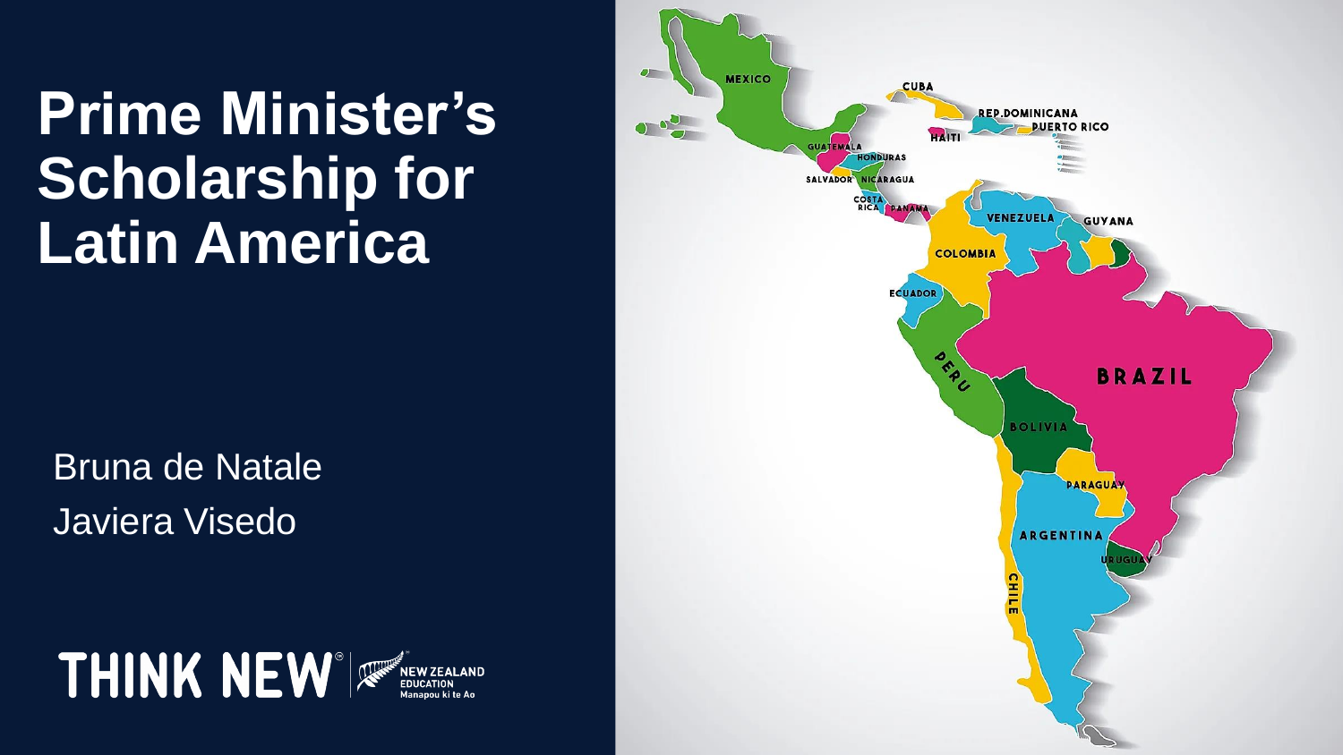# Prime Minister's Scholarship for Latin America

Bruna de Natale

Javiera Visedo

THINK NEW® NEW ZEALAND EDUCATION Manapou ki te Ao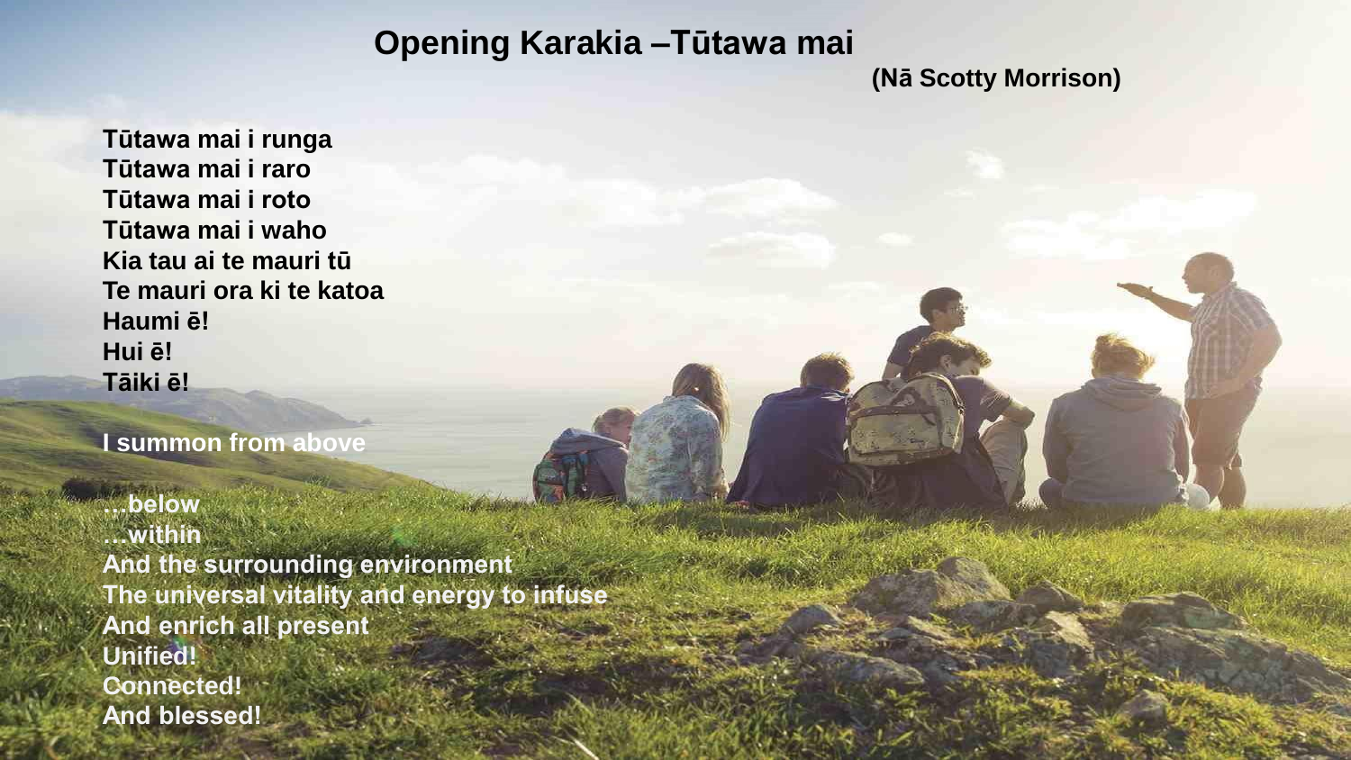# Opening Karakia –Tūtawa mai

**(Nā Scotty Morrison)**

**Tūtawa mai i runga**
**Tūtawa mai i raro**
**Tūtawa mai i roto**
**Tūtawa mai i waho**
**Kia tau ai te mauri tū**
**Te mauri ora ki te katoa**
**Haumi ē!**
**Hui ē!**
**Tāiki ē!**

**I summon from above**

**…below**
**…within**
**And the surrounding environment**
**The universal vitality and energy to infuse**
**And enrich all present**
**Unified!**
**Connected!**
**And blessed!**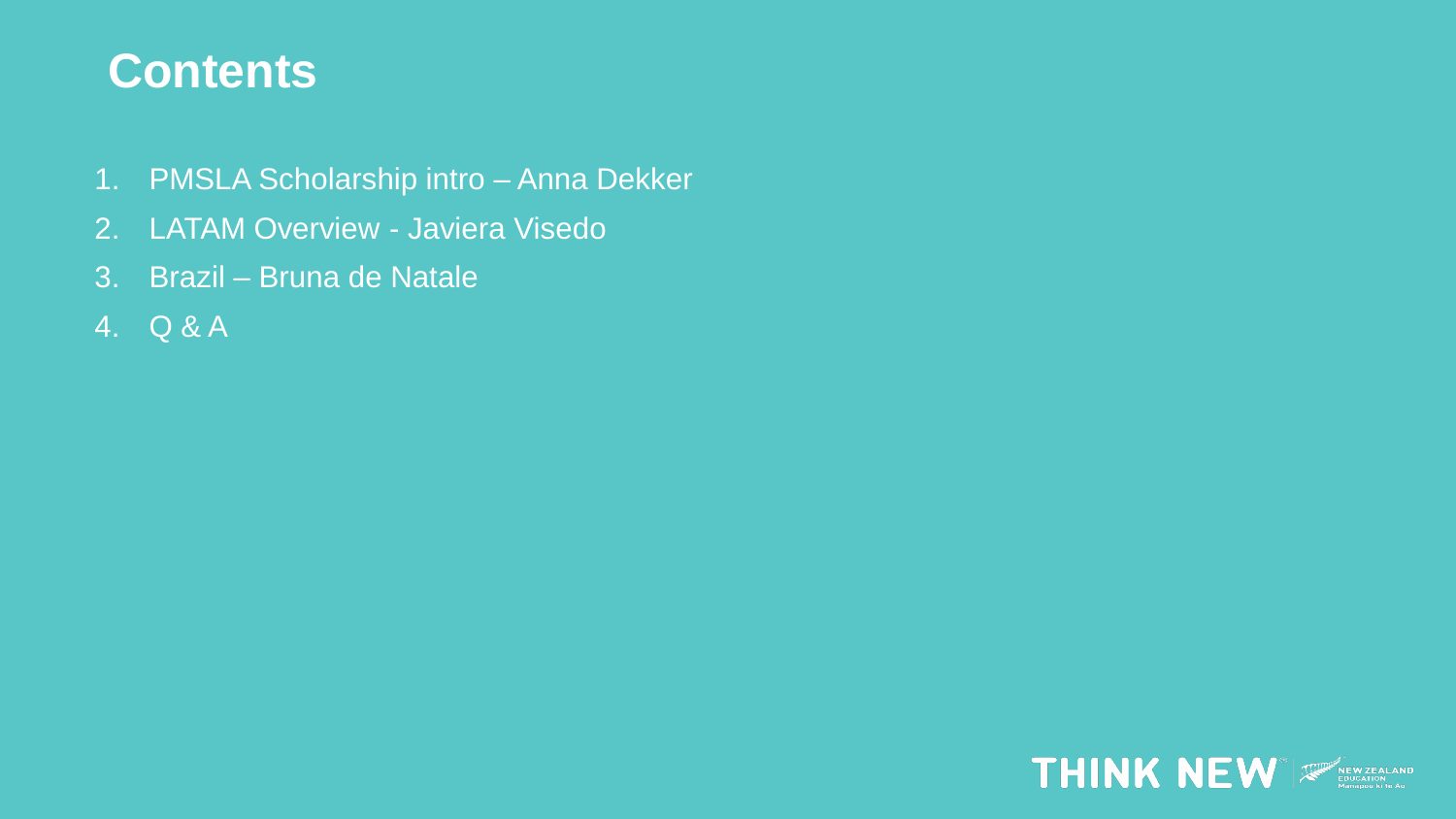# Contents

1. PMSLA Scholarship intro – Anna Dekker
2. LATAM Overview - Javiera Visedo
3. Brazil – Bruna de Natale
4. Q & A

THINK NEW NEW ZEALAND EDUCATION Manapou ki te Ao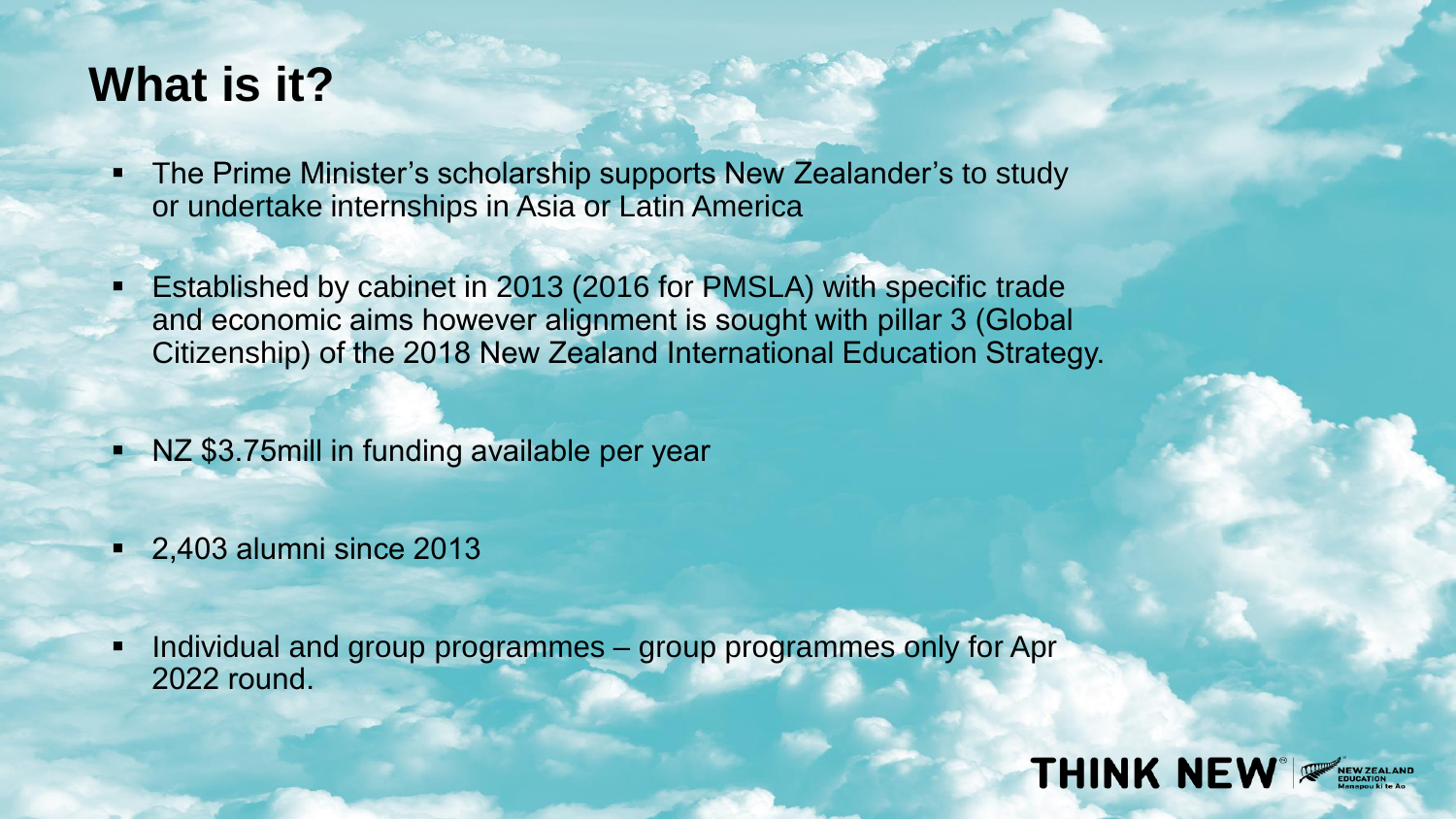# What is it?

- The Prime Minister's scholarship supports New Zealander's to study or undertake internships in Asia or Latin America
- Established by cabinet in 2013 (2016 for PMSLA) with specific trade and economic aims however alignment is sought with pillar 3 (Global Citizenship) of the 2018 New Zealand International Education Strategy.
- NZ $3.75mill in funding available per year
- 2,403 alumni since 2013
- Individual and group programmes – group programmes only for Apr 2022 round.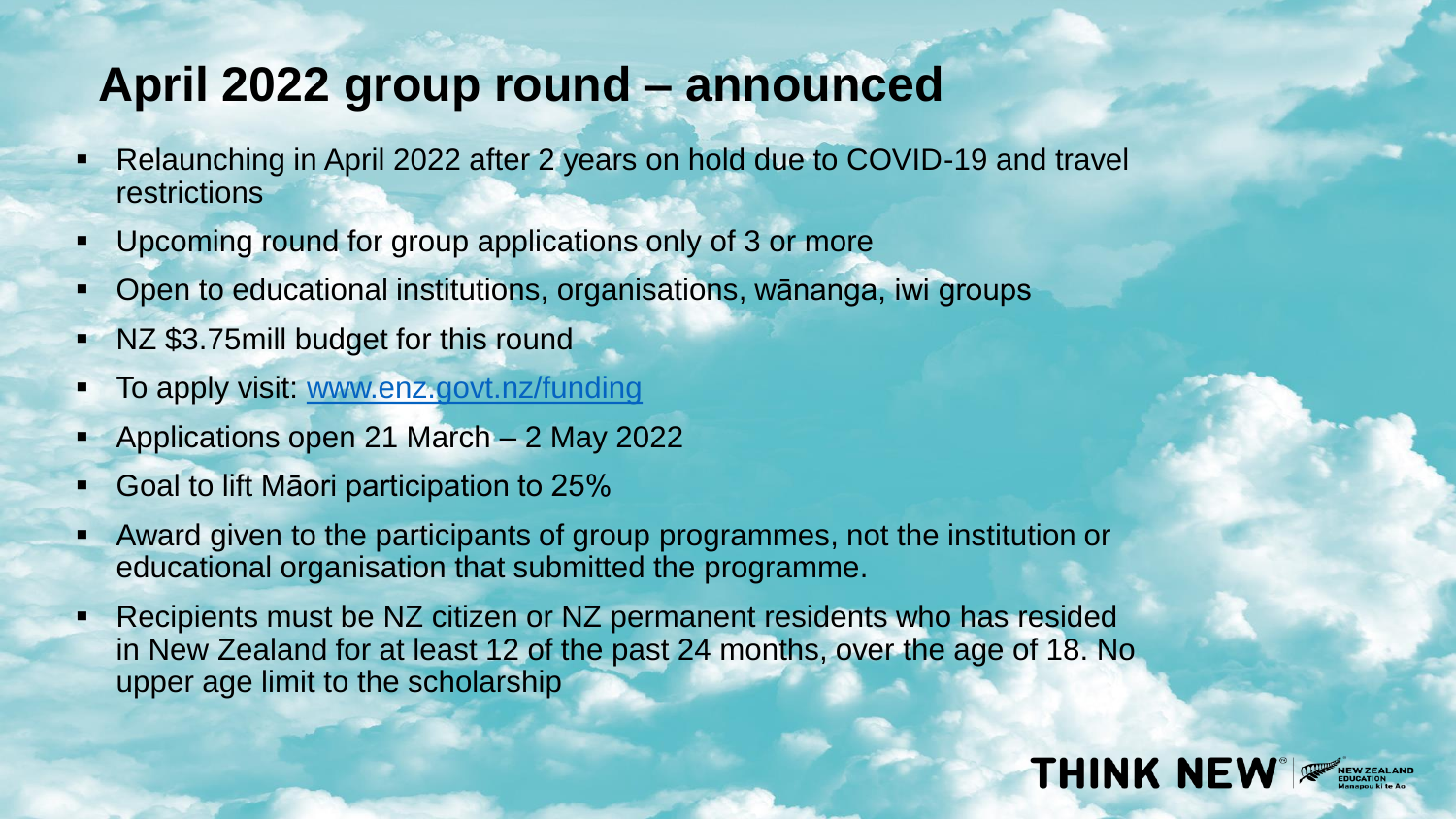# April 2022 group round – announced

- Relaunching in April 2022 after 2 years on hold due to COVID-19 and travel restrictions
- Upcoming round for group applications only of 3 or more
- Open to educational institutions, organisations, wānanga, iwi groups
- NZ $3.75mill budget for this round
- To apply visit: [www.enz.govt.nz/funding](http://www.enz.govt.nz/funding)
- Applications open 21 March – 2 May 2022
- Goal to lift Māori participation to 25%
- Award given to the participants of group programmes, not the institution or educational organisation that submitted the programme.
- Recipients must be NZ citizen or NZ permanent residents who has resided in New Zealand for at least 12 of the past 24 months, over the age of 18. No upper age limit to the scholarship

THINK NEW® NEW ZEALAND EDUCATION Manapou ki te Ao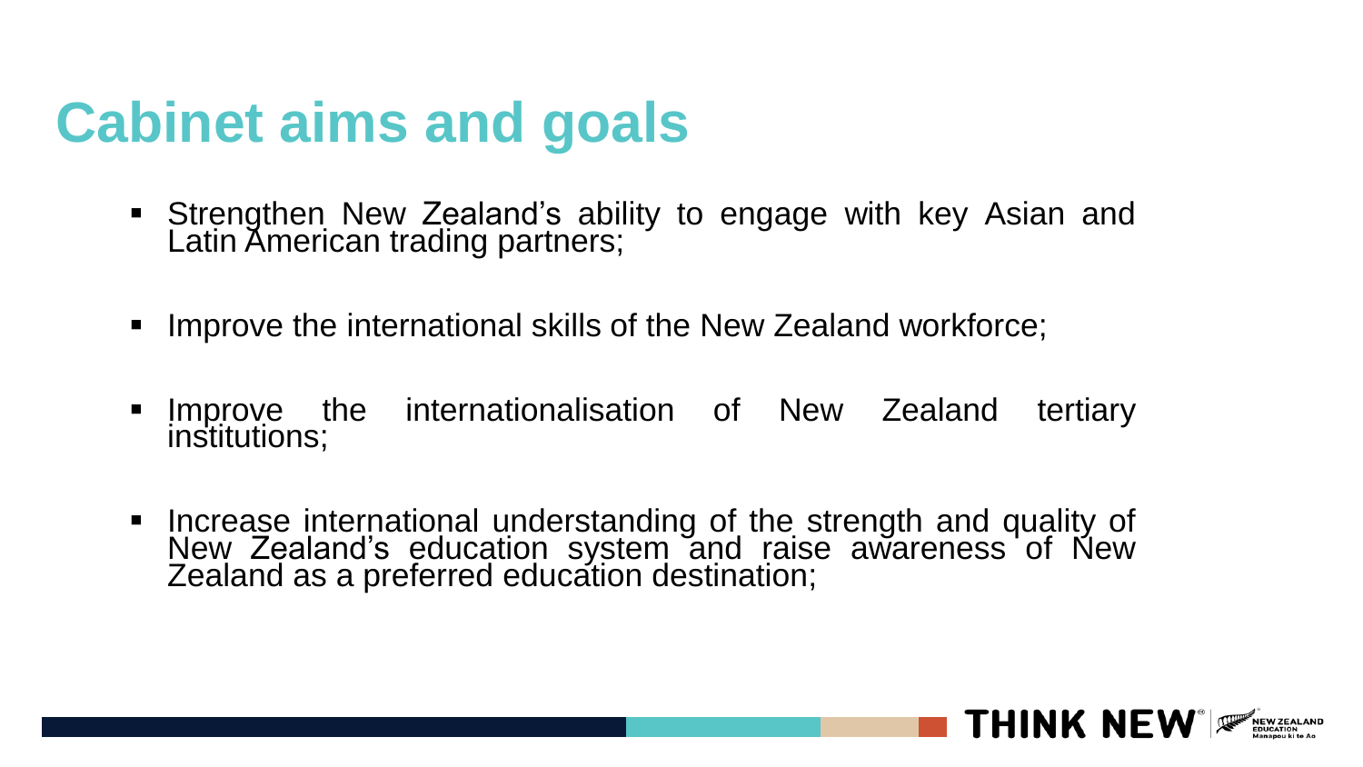# Cabinet aims and goals

- Strengthen New Zealand's ability to engage with key Asian and Latin American trading partners;
- Improve the international skills of the New Zealand workforce;
- Improve the internationalisation of New Zealand tertiary institutions;
- Increase international understanding of the strength and quality of New Zealand's education system and raise awareness of New Zealand as a preferred education destination;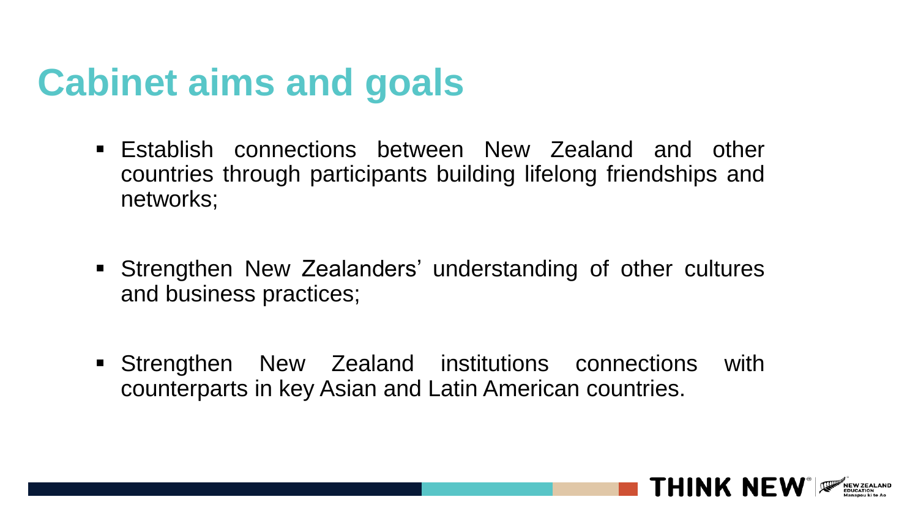# Cabinet aims and goals

- Establish connections between New Zealand and other countries through participants building lifelong friendships and networks;

- Strengthen New Zealanders' understanding of other cultures and business practices;

- Strengthen New Zealand institutions connections with counterparts in key Asian and Latin American countries.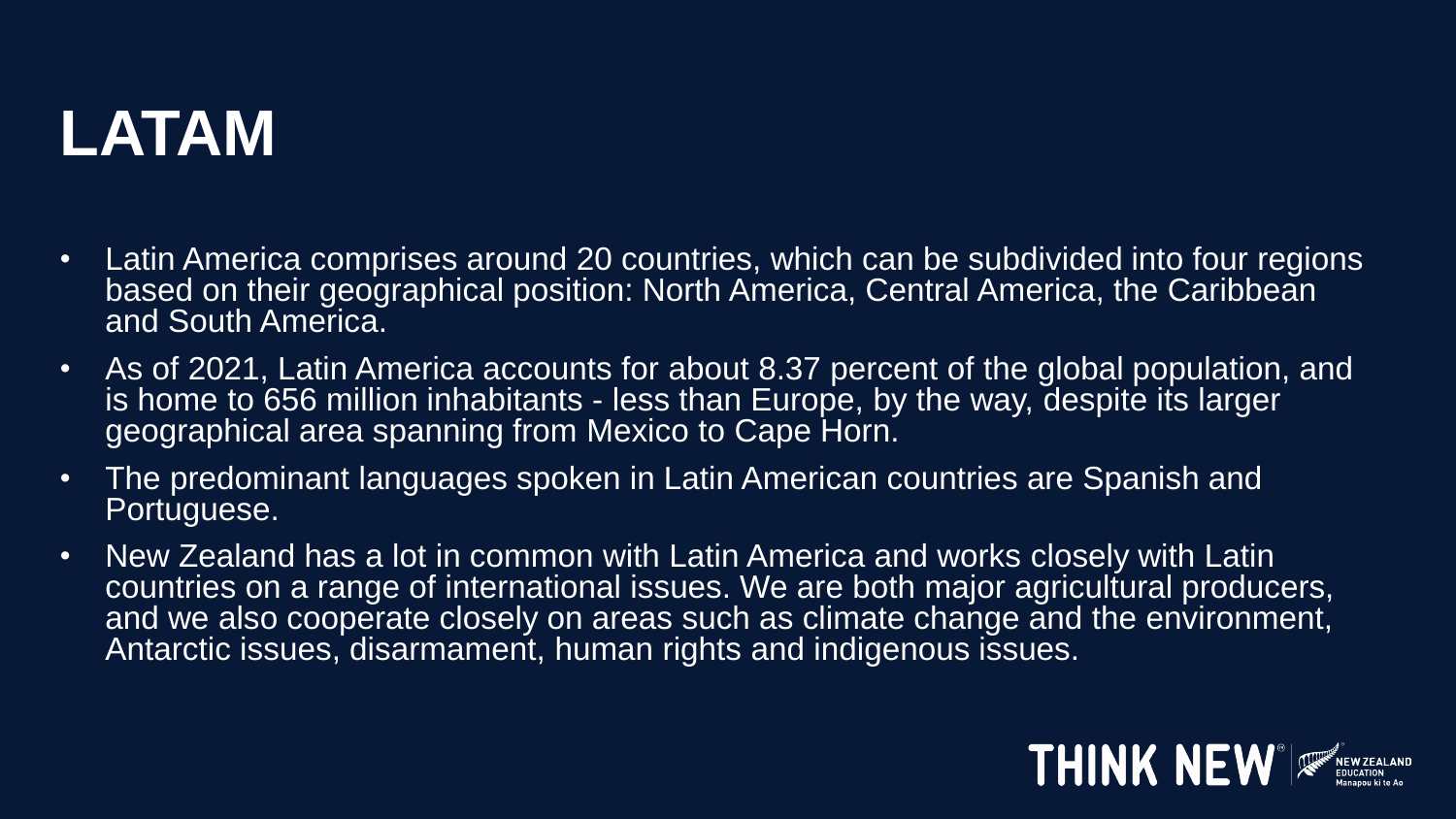# LATAM

- Latin America comprises around 20 countries, which can be subdivided into four regions based on their geographical position: North America, Central America, the Caribbean and South America.
- As of 2021, Latin America accounts for about 8.37 percent of the global population, and is home to 656 million inhabitants - less than Europe, by the way, despite its larger geographical area spanning from Mexico to Cape Horn.
- The predominant languages spoken in Latin American countries are Spanish and Portuguese.
- New Zealand has a lot in common with Latin America and works closely with Latin countries on a range of international issues. We are both major agricultural producers, and we also cooperate closely on areas such as climate change and the environment, Antarctic issues, disarmament, human rights and indigenous issues.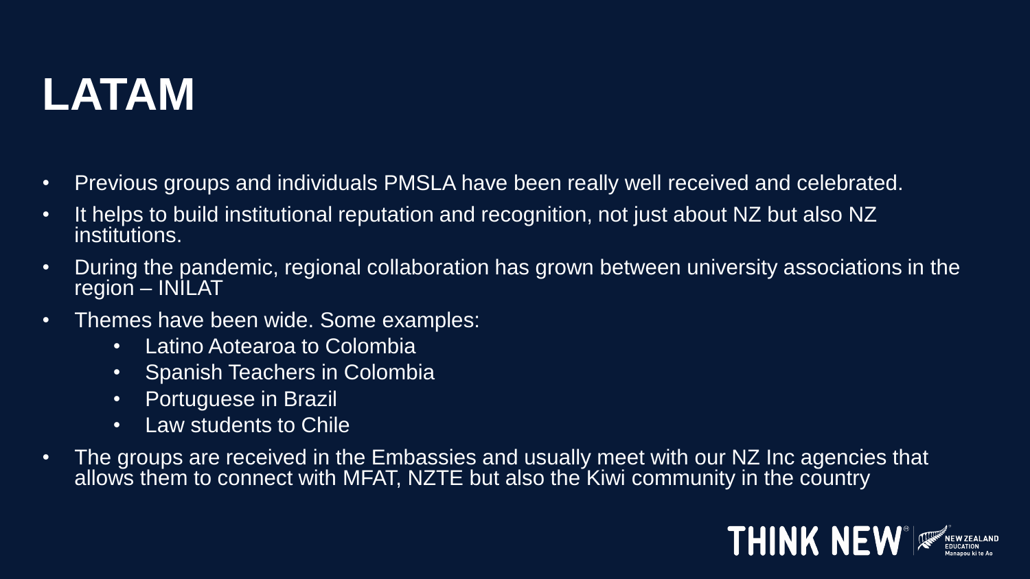# LATAM

- Previous groups and individuals PMSLA have been really well received and celebrated.
- It helps to build institutional reputation and recognition, not just about NZ but also NZ institutions.
- During the pandemic, regional collaboration has grown between university associations in the region – INILAT
- Themes have been wide. Some examples:
  - Latino Aotearoa to Colombia
  - Spanish Teachers in Colombia
  - Portuguese in Brazil
  - Law students to Chile
- The groups are received in the Embassies and usually meet with our NZ Inc agencies that allows them to connect with MFAT, NZTE but also the Kiwi community in the country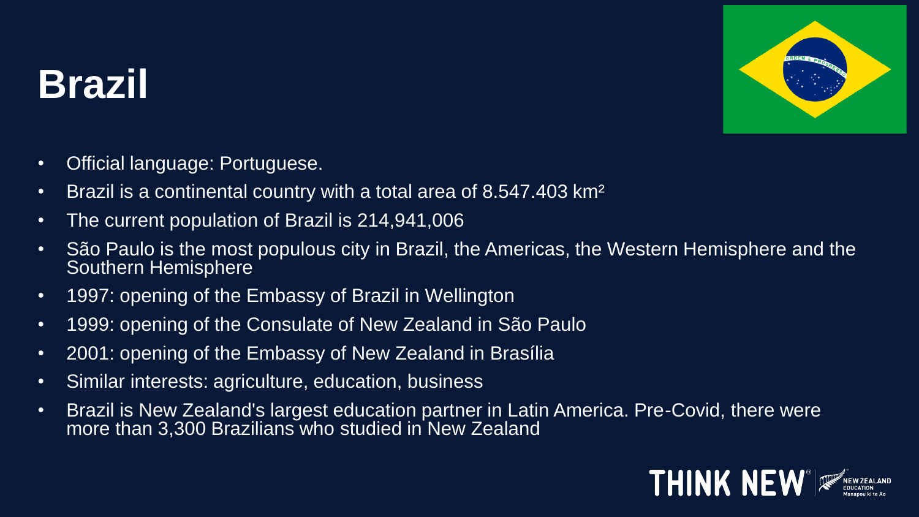# Brazil

- Official language: Portuguese.
- Brazil is a continental country with a total area of 8.547.403 km²
- The current population of Brazil is 214,941,006
- São Paulo is the most populous city in Brazil, the Americas, the Western Hemisphere and the Southern Hemisphere
- 1997: opening of the Embassy of Brazil in Wellington
- 1999: opening of the Consulate of New Zealand in São Paulo
- 2001: opening of the Embassy of New Zealand in Brasília
- Similar interests: agriculture, education, business
- Brazil is New Zealand's largest education partner in Latin America. Pre-Covid, there were more than 3,300 Brazilians who studied in New Zealand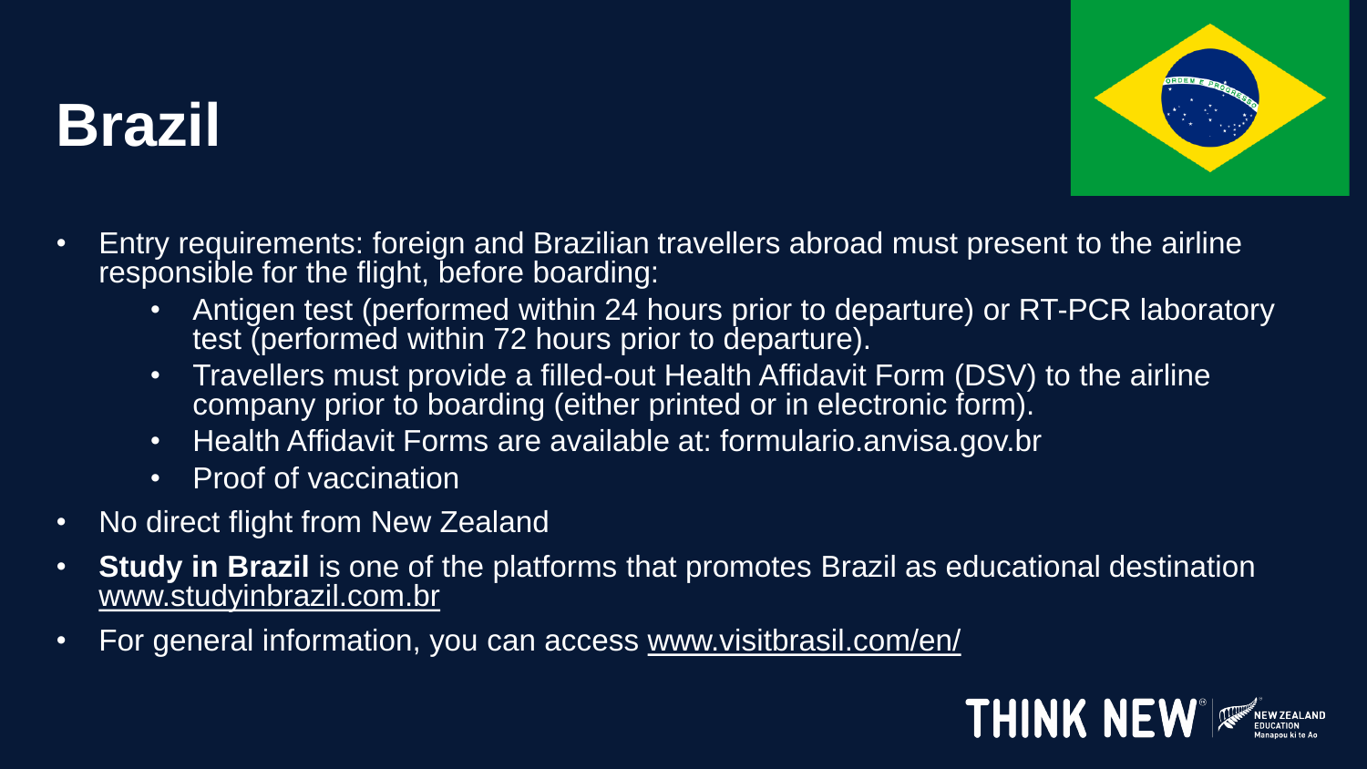# Brazil

- Entry requirements: foreign and Brazilian travellers abroad must present to the airline responsible for the flight, before boarding:
  - Antigen test (performed within 24 hours prior to departure) or RT-PCR laboratory test (performed within 72 hours prior to departure).
  - Travellers must provide a filled-out Health Affidavit Form (DSV) to the airline company prior to boarding (either printed or in electronic form).
  - Health Affidavit Forms are available at: formulario.anvisa.gov.br
  - Proof of vaccination
- No direct flight from New Zealand
- **Study in Brazil** is one of the platforms that promotes Brazil as educational destination www.studyinbrazil.com.br
- For general information, you can access www.visitbrasil.com/en/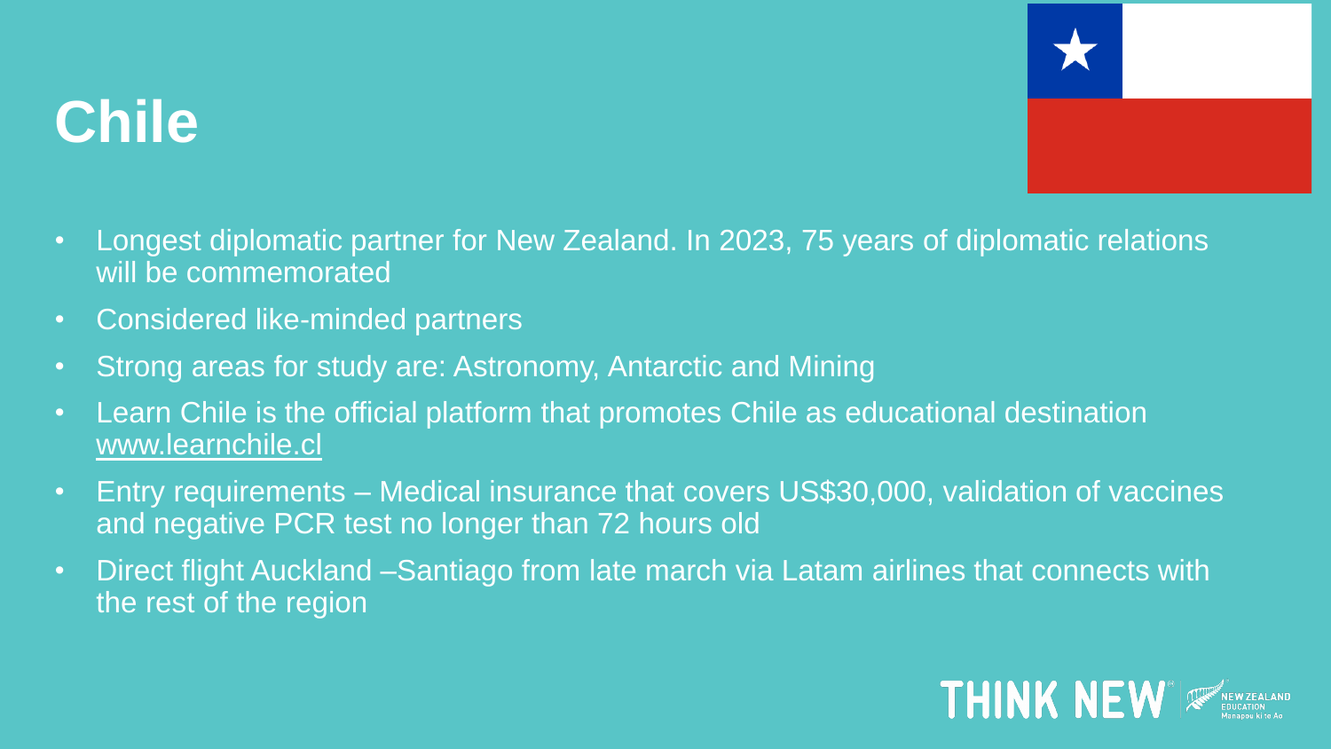# Chile

- Longest diplomatic partner for New Zealand. In 2023, 75 years of diplomatic relations will be commemorated
- Considered like-minded partners
- Strong areas for study are: Astronomy, Antarctic and Mining
- Learn Chile is the official platform that promotes Chile as educational destination www.learnchile.cl
- Entry requirements – Medical insurance that covers US$30,000, validation of vaccines and negative PCR test no longer than 72 hours old
- Direct flight Auckland –Santiago from late march via Latam airlines that connects with the rest of the region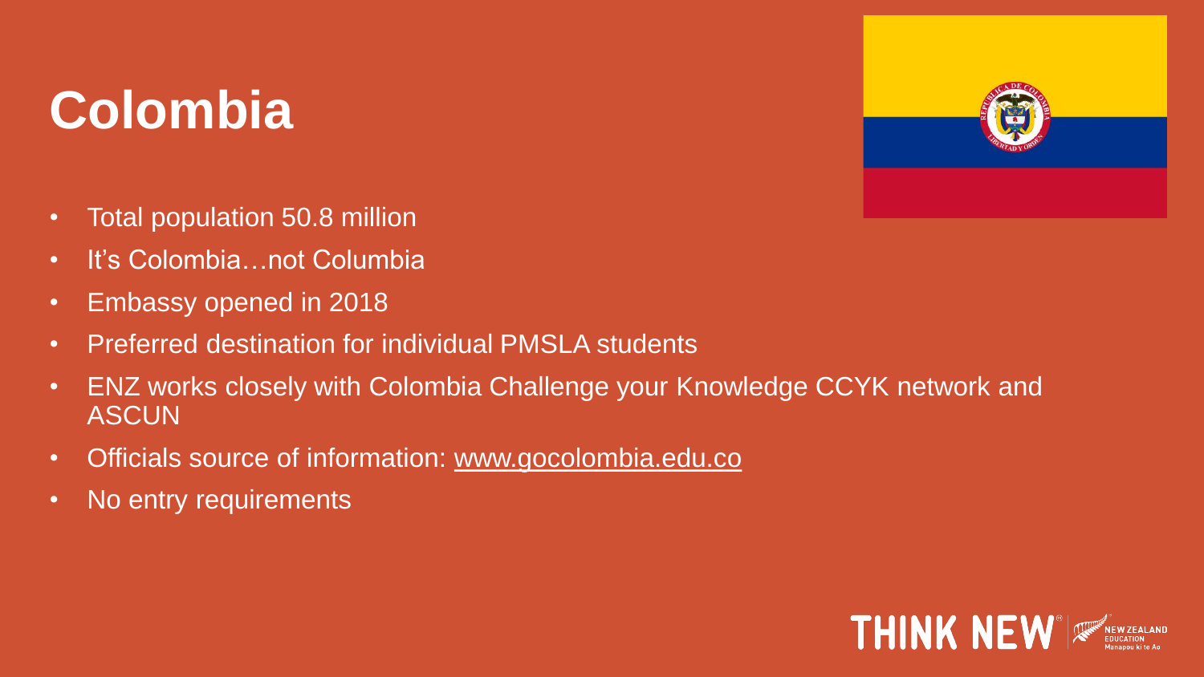# Colombia

- Total population 50.8 million
- It's Colombia…not Columbia
- Embassy opened in 2018
- Preferred destination for individual PMSLA students
- ENZ works closely with Colombia Challenge your Knowledge CCYK network and ASCUN
- Officials source of information: www.gocolombia.edu.co
- No entry requirements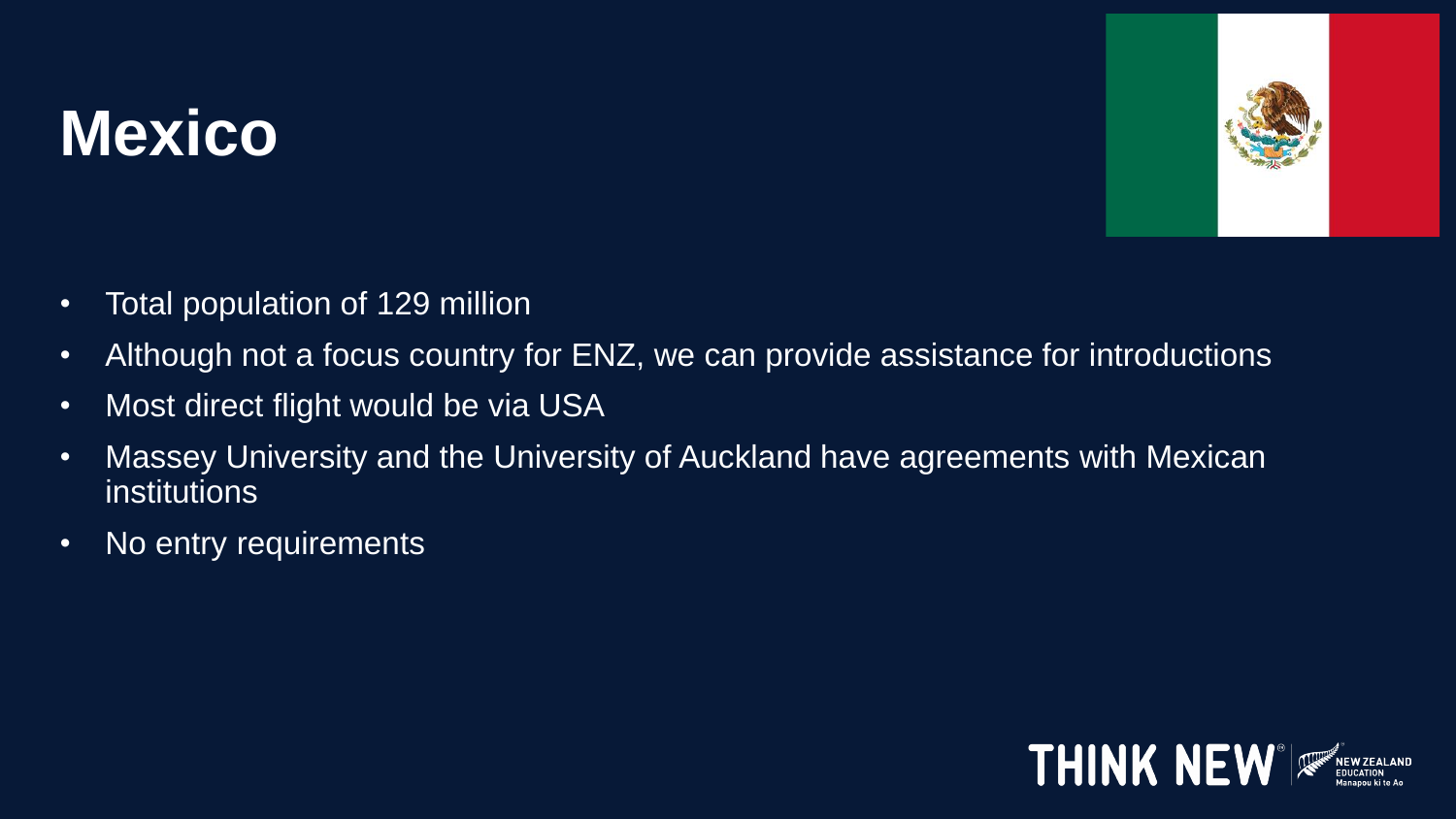# Mexico

- Total population of 129 million
- Although not a focus country for ENZ, we can provide assistance for introductions
- Most direct flight would be via USA
- Massey University and the University of Auckland have agreements with Mexican institutions
- No entry requirements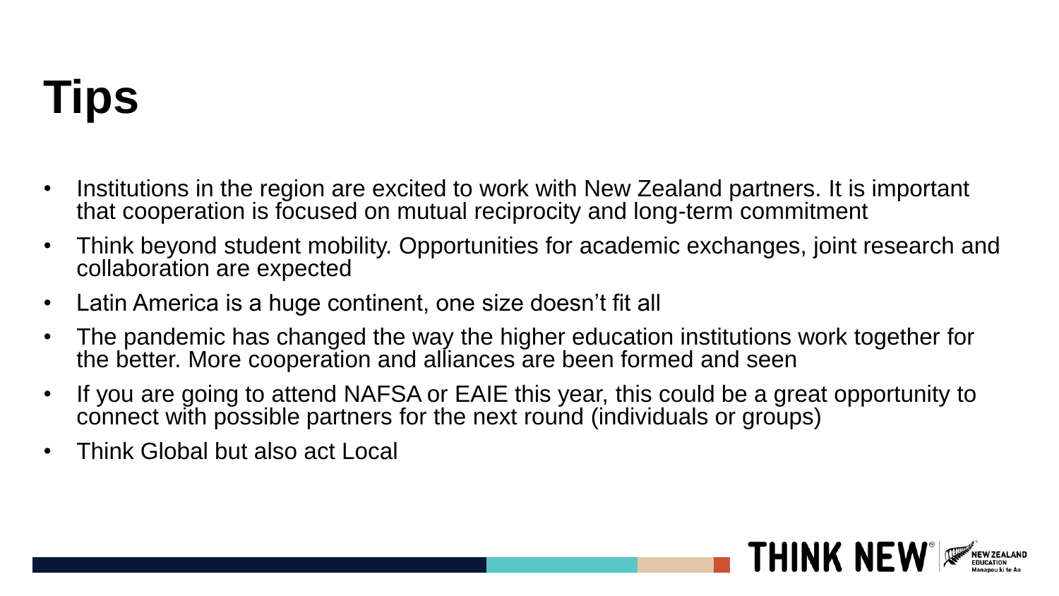# Tips

- Institutions in the region are excited to work with New Zealand partners. It is important that cooperation is focused on mutual reciprocity and long-term commitment
- Think beyond student mobility. Opportunities for academic exchanges, joint research and collaboration are expected
- Latin America is a huge continent, one size doesn't fit all
- The pandemic has changed the way the higher education institutions work together for the better. More cooperation and alliances are been formed and seen
- If you are going to attend NAFSA or EAIE this year, this could be a great opportunity to connect with possible partners for the next round (individuals or groups)
- Think Global but also act Local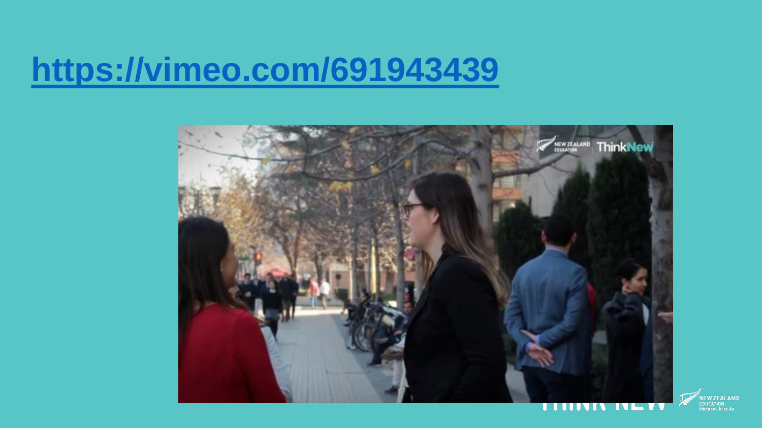# [https://vimeo.com/691943439](https://vimeo.com/691943439)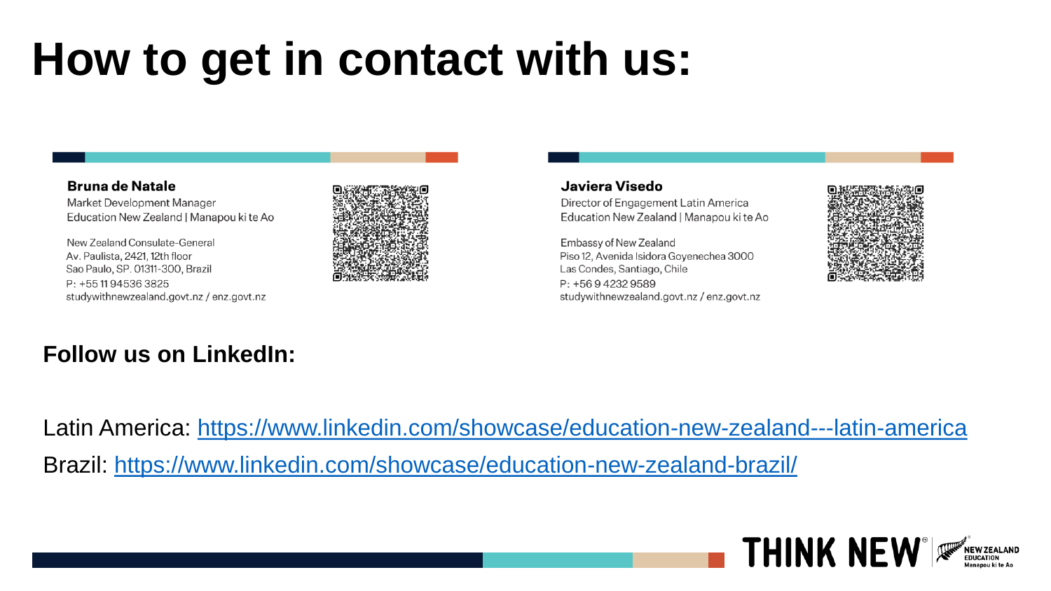# How to get in contact with us:

**Bruna de Natale**
Market Development Manager
Education New Zealand | Manapou ki te Ao

New Zealand Consulate-General
Av. Paulista, 2421, 12th floor
Sao Paulo, SP. 01311-300, Brazil
P: +55 11 94536 3825
studywithnewzealand.govt.nz / enz.govt.nz

**Javiera Visedo**
Director of Engagement Latin America
Education New Zealand | Manapou ki te Ao

Embassy of New Zealand
Piso 12, Avenida Isidora Goyenechea 3000
Las Condes, Santiago, Chile
P: +56 9 4232 9589
studywithnewzealand.govt.nz / enz.govt.nz

**Follow us on LinkedIn:**

Latin America: https://www.linkedin.com/showcase/education-new-zealand---latin-america

Brazil: https://www.linkedin.com/showcase/education-new-zealand-brazil/

THINK NEW® NEW ZEALAND EDUCATION Manapou ki te Ao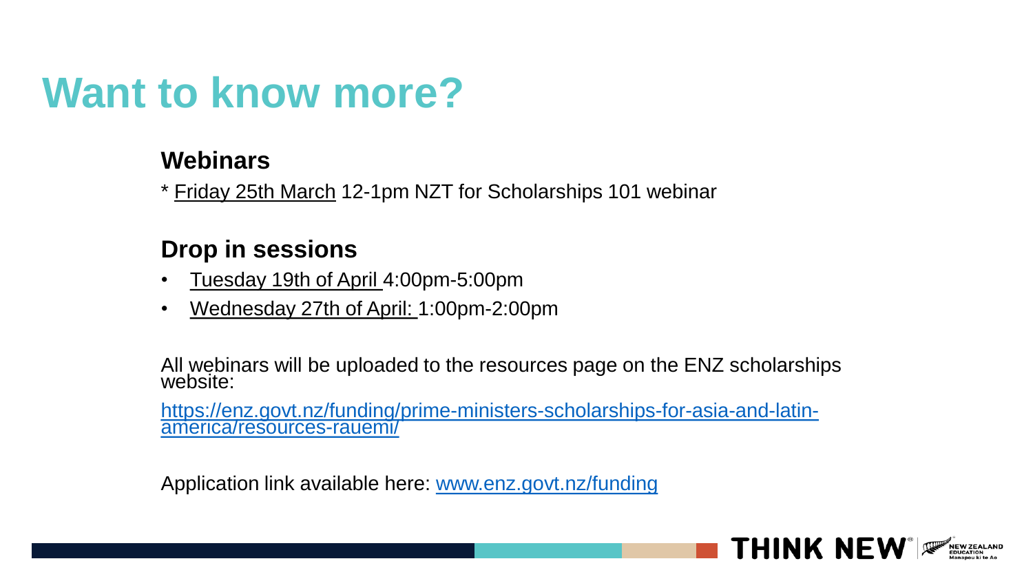# Want to know more?

## Webinars

* Friday 25th March 12-1pm NZT for Scholarships 101 webinar

## Drop in sessions

- Tuesday 19th of April 4:00pm-5:00pm
- Wednesday 27th of April: 1:00pm-2:00pm

All webinars will be uploaded to the resources page on the ENZ scholarships website:

https://enz.govt.nz/funding/prime-ministers-scholarships-for-asia-and-latin-america/resources-rauemi/

Application link available here: www.enz.govt.nz/funding

THINK NEW® NEW ZEALAND EDUCATION Manapou ki te Ao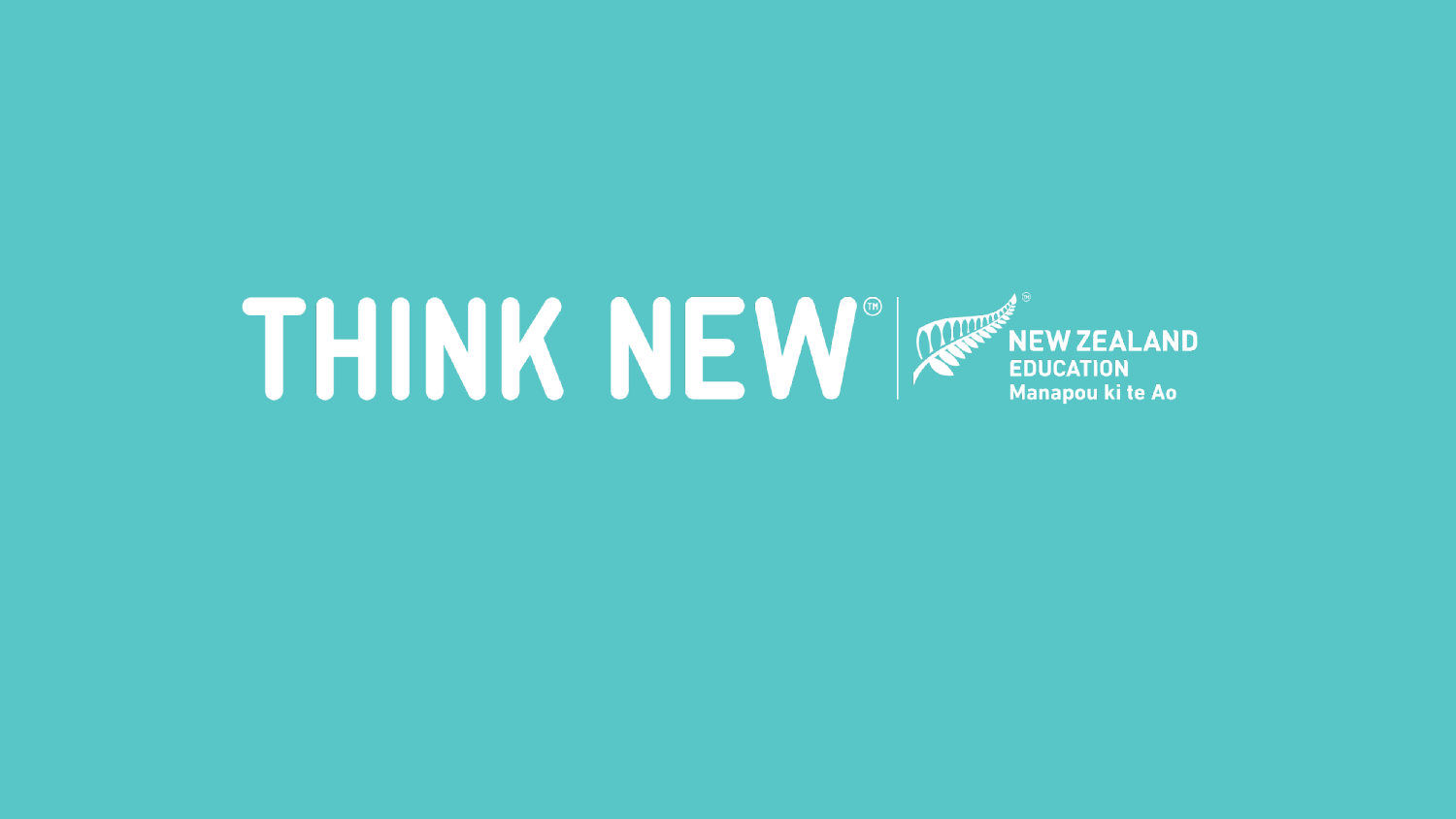THINK NEW®

NEW ZEALAND EDUCATION
Manapou ki te Ao